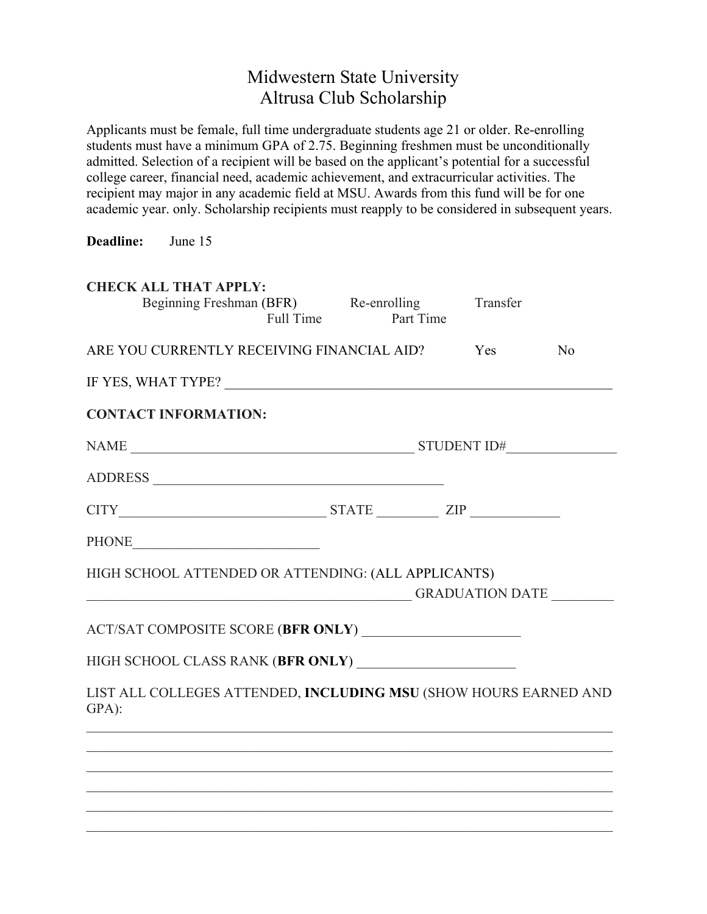# Midwestern State University
# Altrusa Club Scholarship

Applicants must be female, full time undergraduate students age 21 or older. Re-enrolling students must have a minimum GPA of 2.75. Beginning freshmen must be unconditionally admitted. Selection of a recipient will be based on the applicant's potential for a successful college career, financial need, academic achievement, and extracurricular activities. The recipient may major in any academic field at MSU. Awards from this fund will be for one academic year. only. Scholarship recipients must reapply to be considered in subsequent years.

**Deadline:** June 15

**CHECK ALL THAT APPLY:**

Beginning Freshman (BFR) Re-enrolling Transfer

Full Time Part Time

ARE YOU CURRENTLY RECEIVING FINANCIAL AID? Yes No

IF YES, WHAT TYPE? ________________________________________________________

**CONTACT INFORMATION:**

NAME ________________________________________ STUDENT ID#_______________

ADDRESS __________________________________________

CITY_____________________________ STATE ________ ZIP ____________

PHONE__________________________

HIGH SCHOOL ATTENDED OR ATTENDING: (ALL APPLICANTS)

______________________________________________ GRADUATION DATE ________

ACT/SAT COMPOSITE SCORE (**BFR ONLY**) ______________________

HIGH SCHOOL CLASS RANK (**BFR ONLY**) ______________________

LIST ALL COLLEGES ATTENDED, **INCLUDING MSU** (SHOW HOURS EARNED AND GPA):

___________________________________________________________________________

___________________________________________________________________________

___________________________________________________________________________

___________________________________________________________________________

___________________________________________________________________________

___________________________________________________________________________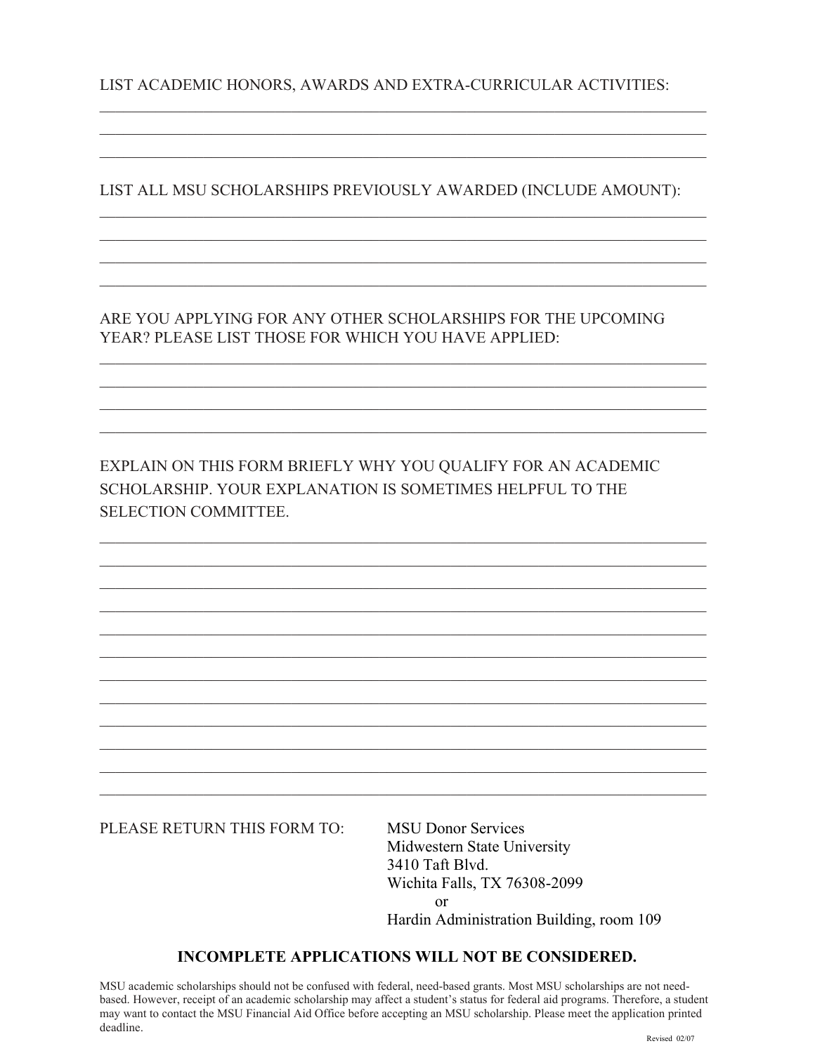LIST ACADEMIC HONORS, AWARDS AND EXTRA-CURRICULAR ACTIVITIES:

\_\_\_\_\_\_\_\_\_\_\_\_\_\_\_\_\_\_\_\_\_\_\_\_\_\_\_\_\_\_\_\_\_\_\_\_\_\_\_\_\_\_\_\_\_\_\_\_\_\_\_\_\_\_\_\_\_\_\_\_\_\_\_\_\_\_\_\_\_\_\_\_\_\_

\_\_\_\_\_\_\_\_\_\_\_\_\_\_\_\_\_\_\_\_\_\_\_\_\_\_\_\_\_\_\_\_\_\_\_\_\_\_\_\_\_\_\_\_\_\_\_\_\_\_\_\_\_\_\_\_\_\_\_\_\_\_\_\_\_\_\_\_\_\_\_\_\_\_

\_\_\_\_\_\_\_\_\_\_\_\_\_\_\_\_\_\_\_\_\_\_\_\_\_\_\_\_\_\_\_\_\_\_\_\_\_\_\_\_\_\_\_\_\_\_\_\_\_\_\_\_\_\_\_\_\_\_\_\_\_\_\_\_\_\_\_\_\_\_\_\_\_\_

LIST ALL MSU SCHOLARSHIPS PREVIOUSLY AWARDED (INCLUDE AMOUNT):

\_\_\_\_\_\_\_\_\_\_\_\_\_\_\_\_\_\_\_\_\_\_\_\_\_\_\_\_\_\_\_\_\_\_\_\_\_\_\_\_\_\_\_\_\_\_\_\_\_\_\_\_\_\_\_\_\_\_\_\_\_\_\_\_\_\_\_\_\_\_\_\_\_\_

\_\_\_\_\_\_\_\_\_\_\_\_\_\_\_\_\_\_\_\_\_\_\_\_\_\_\_\_\_\_\_\_\_\_\_\_\_\_\_\_\_\_\_\_\_\_\_\_\_\_\_\_\_\_\_\_\_\_\_\_\_\_\_\_\_\_\_\_\_\_\_\_\_\_

\_\_\_\_\_\_\_\_\_\_\_\_\_\_\_\_\_\_\_\_\_\_\_\_\_\_\_\_\_\_\_\_\_\_\_\_\_\_\_\_\_\_\_\_\_\_\_\_\_\_\_\_\_\_\_\_\_\_\_\_\_\_\_\_\_\_\_\_\_\_\_\_\_\_

\_\_\_\_\_\_\_\_\_\_\_\_\_\_\_\_\_\_\_\_\_\_\_\_\_\_\_\_\_\_\_\_\_\_\_\_\_\_\_\_\_\_\_\_\_\_\_\_\_\_\_\_\_\_\_\_\_\_\_\_\_\_\_\_\_\_\_\_\_\_\_\_\_\_

ARE YOU APPLYING FOR ANY OTHER SCHOLARSHIPS FOR THE UPCOMING YEAR? PLEASE LIST THOSE FOR WHICH YOU HAVE APPLIED:

\_\_\_\_\_\_\_\_\_\_\_\_\_\_\_\_\_\_\_\_\_\_\_\_\_\_\_\_\_\_\_\_\_\_\_\_\_\_\_\_\_\_\_\_\_\_\_\_\_\_\_\_\_\_\_\_\_\_\_\_\_\_\_\_\_\_\_\_\_\_\_\_\_\_

\_\_\_\_\_\_\_\_\_\_\_\_\_\_\_\_\_\_\_\_\_\_\_\_\_\_\_\_\_\_\_\_\_\_\_\_\_\_\_\_\_\_\_\_\_\_\_\_\_\_\_\_\_\_\_\_\_\_\_\_\_\_\_\_\_\_\_\_\_\_\_\_\_\_

\_\_\_\_\_\_\_\_\_\_\_\_\_\_\_\_\_\_\_\_\_\_\_\_\_\_\_\_\_\_\_\_\_\_\_\_\_\_\_\_\_\_\_\_\_\_\_\_\_\_\_\_\_\_\_\_\_\_\_\_\_\_\_\_\_\_\_\_\_\_\_\_\_\_

\_\_\_\_\_\_\_\_\_\_\_\_\_\_\_\_\_\_\_\_\_\_\_\_\_\_\_\_\_\_\_\_\_\_\_\_\_\_\_\_\_\_\_\_\_\_\_\_\_\_\_\_\_\_\_\_\_\_\_\_\_\_\_\_\_\_\_\_\_\_\_\_\_\_

EXPLAIN ON THIS FORM BRIEFLY WHY YOU QUALIFY FOR AN ACADEMIC SCHOLARSHIP. YOUR EXPLANATION IS SOMETIMES HELPFUL TO THE SELECTION COMMITTEE.

\_\_\_\_\_\_\_\_\_\_\_\_\_\_\_\_\_\_\_\_\_\_\_\_\_\_\_\_\_\_\_\_\_\_\_\_\_\_\_\_\_\_\_\_\_\_\_\_\_\_\_\_\_\_\_\_\_\_\_\_\_\_\_\_\_\_\_\_\_\_\_\_\_\_

\_\_\_\_\_\_\_\_\_\_\_\_\_\_\_\_\_\_\_\_\_\_\_\_\_\_\_\_\_\_\_\_\_\_\_\_\_\_\_\_\_\_\_\_\_\_\_\_\_\_\_\_\_\_\_\_\_\_\_\_\_\_\_\_\_\_\_\_\_\_\_\_\_\_

\_\_\_\_\_\_\_\_\_\_\_\_\_\_\_\_\_\_\_\_\_\_\_\_\_\_\_\_\_\_\_\_\_\_\_\_\_\_\_\_\_\_\_\_\_\_\_\_\_\_\_\_\_\_\_\_\_\_\_\_\_\_\_\_\_\_\_\_\_\_\_\_\_\_

\_\_\_\_\_\_\_\_\_\_\_\_\_\_\_\_\_\_\_\_\_\_\_\_\_\_\_\_\_\_\_\_\_\_\_\_\_\_\_\_\_\_\_\_\_\_\_\_\_\_\_\_\_\_\_\_\_\_\_\_\_\_\_\_\_\_\_\_\_\_\_\_\_\_

\_\_\_\_\_\_\_\_\_\_\_\_\_\_\_\_\_\_\_\_\_\_\_\_\_\_\_\_\_\_\_\_\_\_\_\_\_\_\_\_\_\_\_\_\_\_\_\_\_\_\_\_\_\_\_\_\_\_\_\_\_\_\_\_\_\_\_\_\_\_\_\_\_\_

\_\_\_\_\_\_\_\_\_\_\_\_\_\_\_\_\_\_\_\_\_\_\_\_\_\_\_\_\_\_\_\_\_\_\_\_\_\_\_\_\_\_\_\_\_\_\_\_\_\_\_\_\_\_\_\_\_\_\_\_\_\_\_\_\_\_\_\_\_\_\_\_\_\_

\_\_\_\_\_\_\_\_\_\_\_\_\_\_\_\_\_\_\_\_\_\_\_\_\_\_\_\_\_\_\_\_\_\_\_\_\_\_\_\_\_\_\_\_\_\_\_\_\_\_\_\_\_\_\_\_\_\_\_\_\_\_\_\_\_\_\_\_\_\_\_\_\_\_

\_\_\_\_\_\_\_\_\_\_\_\_\_\_\_\_\_\_\_\_\_\_\_\_\_\_\_\_\_\_\_\_\_\_\_\_\_\_\_\_\_\_\_\_\_\_\_\_\_\_\_\_\_\_\_\_\_\_\_\_\_\_\_\_\_\_\_\_\_\_\_\_\_\_

\_\_\_\_\_\_\_\_\_\_\_\_\_\_\_\_\_\_\_\_\_\_\_\_\_\_\_\_\_\_\_\_\_\_\_\_\_\_\_\_\_\_\_\_\_\_\_\_\_\_\_\_\_\_\_\_\_\_\_\_\_\_\_\_\_\_\_\_\_\_\_\_\_\_

\_\_\_\_\_\_\_\_\_\_\_\_\_\_\_\_\_\_\_\_\_\_\_\_\_\_\_\_\_\_\_\_\_\_\_\_\_\_\_\_\_\_\_\_\_\_\_\_\_\_\_\_\_\_\_\_\_\_\_\_\_\_\_\_\_\_\_\_\_\_\_\_\_\_

\_\_\_\_\_\_\_\_\_\_\_\_\_\_\_\_\_\_\_\_\_\_\_\_\_\_\_\_\_\_\_\_\_\_\_\_\_\_\_\_\_\_\_\_\_\_\_\_\_\_\_\_\_\_\_\_\_\_\_\_\_\_\_\_\_\_\_\_\_\_\_\_\_\_

\_\_\_\_\_\_\_\_\_\_\_\_\_\_\_\_\_\_\_\_\_\_\_\_\_\_\_\_\_\_\_\_\_\_\_\_\_\_\_\_\_\_\_\_\_\_\_\_\_\_\_\_\_\_\_\_\_\_\_\_\_\_\_\_\_\_\_\_\_\_\_\_\_\_

\_\_\_\_\_\_\_\_\_\_\_\_\_\_\_\_\_\_\_\_\_\_\_\_\_\_\_\_\_\_\_\_\_\_\_\_\_\_\_\_\_\_\_\_\_\_\_\_\_\_\_\_\_\_\_\_\_\_\_\_\_\_\_\_\_\_\_\_\_\_\_\_\_\_

PLEASE RETURN THIS FORM TO:

MSU Donor Services
Midwestern State University
3410 Taft Blvd.
Wichita Falls, TX 76308-2099
or
Hardin Administration Building, room 109

**INCOMPLETE APPLICATIONS WILL NOT BE CONSIDERED.**

MSU academic scholarships should not be confused with federal, need-based grants. Most MSU scholarships are not need-based. However, receipt of an academic scholarship may affect a student's status for federal aid programs. Therefore, a student may want to contact the MSU Financial Aid Office before accepting an MSU scholarship. Please meet the application printed deadline.

Revised 02/07